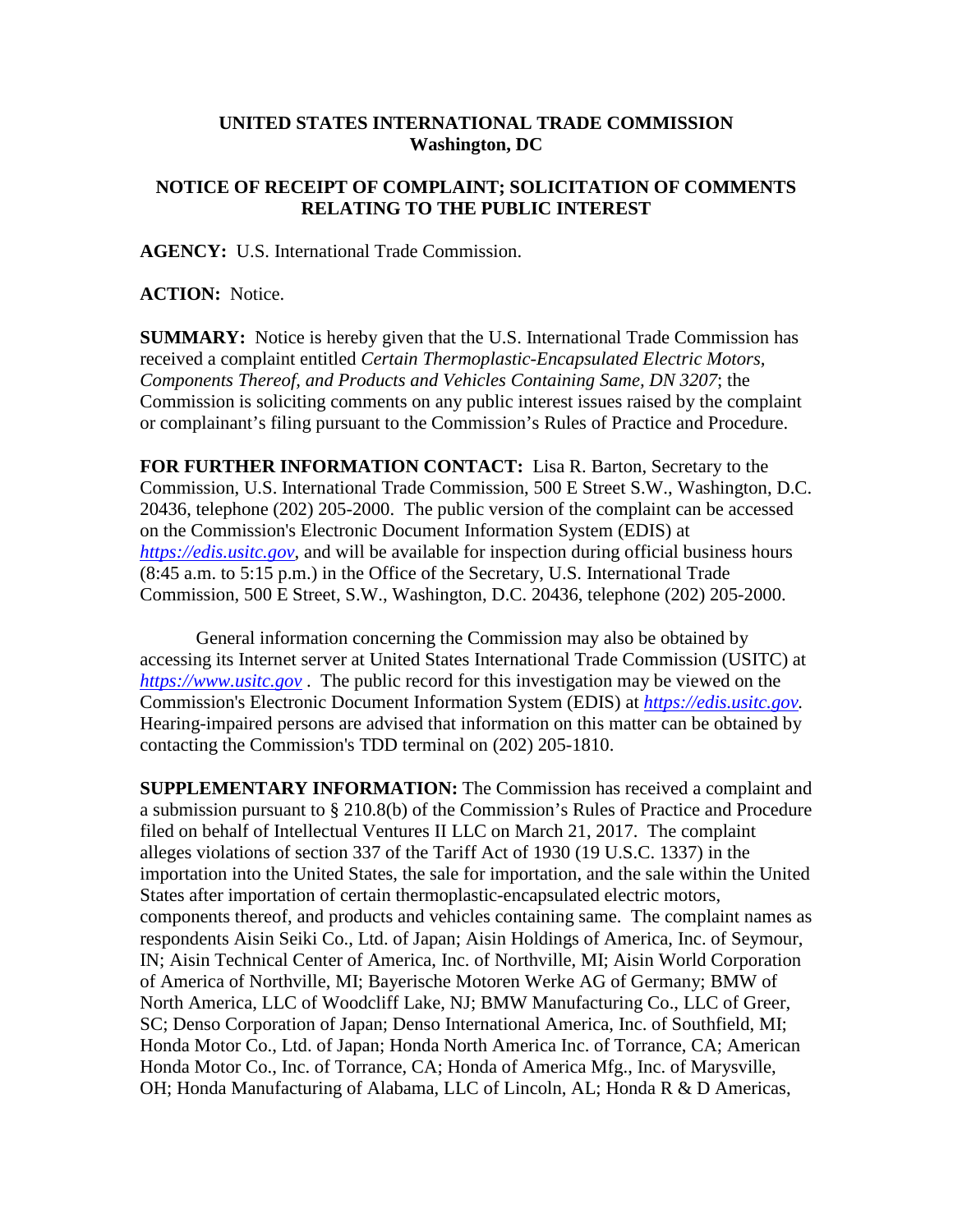**UNITED STATES INTERNATIONAL TRADE COMMISSION**
**Washington, DC**

**NOTICE OF RECEIPT OF COMPLAINT; SOLICITATION OF COMMENTS RELATING TO THE PUBLIC INTEREST**

**AGENCY:** U.S. International Trade Commission.

**ACTION:** Notice.

**SUMMARY:** Notice is hereby given that the U.S. International Trade Commission has received a complaint entitled *Certain Thermoplastic-Encapsulated Electric Motors, Components Thereof, and Products and Vehicles Containing Same, DN 3207*; the Commission is soliciting comments on any public interest issues raised by the complaint or complainant's filing pursuant to the Commission's Rules of Practice and Procedure.

**FOR FURTHER INFORMATION CONTACT:** Lisa R. Barton, Secretary to the Commission, U.S. International Trade Commission, 500 E Street S.W., Washington, D.C. 20436, telephone (202) 205-2000. The public version of the complaint can be accessed on the Commission's Electronic Document Information System (EDIS) at *https://edis.usitc.gov*, and will be available for inspection during official business hours (8:45 a.m. to 5:15 p.m.) in the Office of the Secretary, U.S. International Trade Commission, 500 E Street, S.W., Washington, D.C. 20436, telephone (202) 205-2000.

General information concerning the Commission may also be obtained by accessing its Internet server at United States International Trade Commission (USITC) at *https://www.usitc.gov* . The public record for this investigation may be viewed on the Commission's Electronic Document Information System (EDIS) at *https://edis.usitc.gov.* Hearing-impaired persons are advised that information on this matter can be obtained by contacting the Commission's TDD terminal on (202) 205-1810.

**SUPPLEMENTARY INFORMATION:** The Commission has received a complaint and a submission pursuant to § 210.8(b) of the Commission's Rules of Practice and Procedure filed on behalf of Intellectual Ventures II LLC on March 21, 2017. The complaint alleges violations of section 337 of the Tariff Act of 1930 (19 U.S.C. 1337) in the importation into the United States, the sale for importation, and the sale within the United States after importation of certain thermoplastic-encapsulated electric motors, components thereof, and products and vehicles containing same. The complaint names as respondents Aisin Seiki Co., Ltd. of Japan; Aisin Holdings of America, Inc. of Seymour, IN; Aisin Technical Center of America, Inc. of Northville, MI; Aisin World Corporation of America of Northville, MI; Bayerische Motoren Werke AG of Germany; BMW of North America, LLC of Woodcliff Lake, NJ; BMW Manufacturing Co., LLC of Greer, SC; Denso Corporation of Japan; Denso International America, Inc. of Southfield, MI; Honda Motor Co., Ltd. of Japan; Honda North America Inc. of Torrance, CA; American Honda Motor Co., Inc. of Torrance, CA; Honda of America Mfg., Inc. of Marysville, OH; Honda Manufacturing of Alabama, LLC of Lincoln, AL; Honda R & D Americas,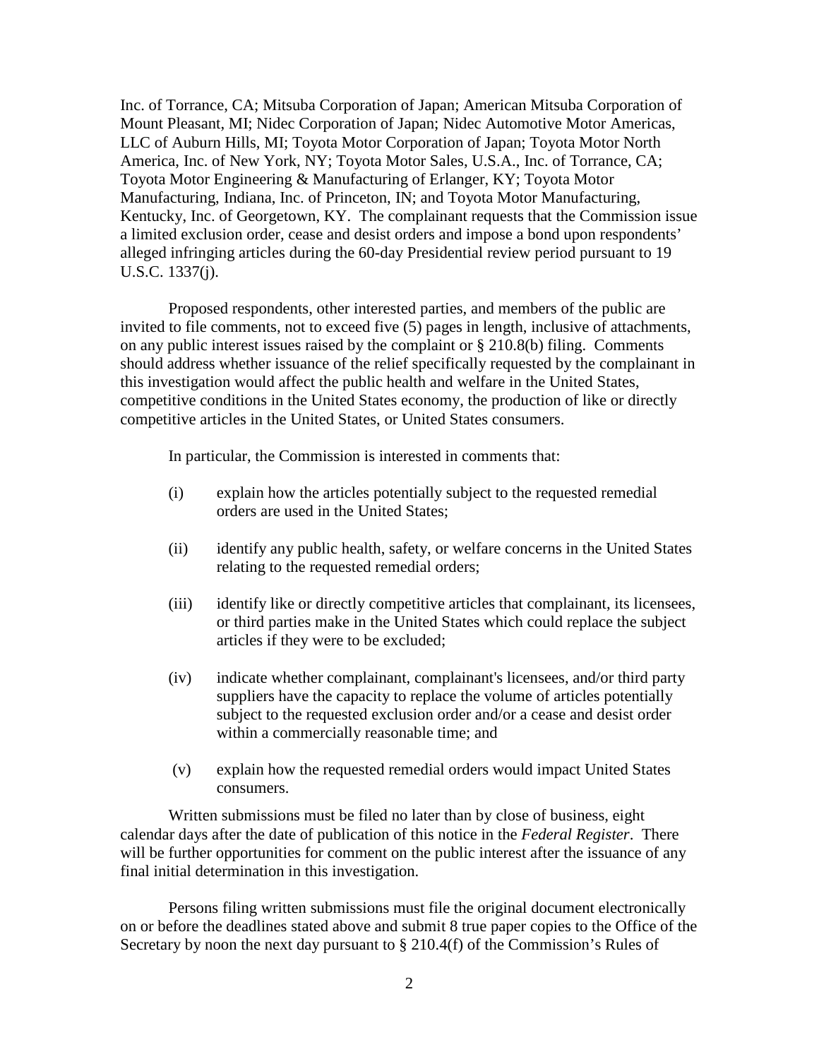Inc. of Torrance, CA; Mitsuba Corporation of Japan; American Mitsuba Corporation of Mount Pleasant, MI; Nidec Corporation of Japan; Nidec Automotive Motor Americas, LLC of Auburn Hills, MI; Toyota Motor Corporation of Japan; Toyota Motor North America, Inc. of New York, NY; Toyota Motor Sales, U.S.A., Inc. of Torrance, CA; Toyota Motor Engineering & Manufacturing of Erlanger, KY; Toyota Motor Manufacturing, Indiana, Inc. of Princeton, IN; and Toyota Motor Manufacturing, Kentucky, Inc. of Georgetown, KY. The complainant requests that the Commission issue a limited exclusion order, cease and desist orders and impose a bond upon respondents' alleged infringing articles during the 60-day Presidential review period pursuant to 19 U.S.C. 1337(j).

Proposed respondents, other interested parties, and members of the public are invited to file comments, not to exceed five (5) pages in length, inclusive of attachments, on any public interest issues raised by the complaint or § 210.8(b) filing. Comments should address whether issuance of the relief specifically requested by the complainant in this investigation would affect the public health and welfare in the United States, competitive conditions in the United States economy, the production of like or directly competitive articles in the United States, or United States consumers.

In particular, the Commission is interested in comments that:

(i) explain how the articles potentially subject to the requested remedial orders are used in the United States;

(ii) identify any public health, safety, or welfare concerns in the United States relating to the requested remedial orders;

(iii) identify like or directly competitive articles that complainant, its licensees, or third parties make in the United States which could replace the subject articles if they were to be excluded;

(iv) indicate whether complainant, complainant's licensees, and/or third party suppliers have the capacity to replace the volume of articles potentially subject to the requested exclusion order and/or a cease and desist order within a commercially reasonable time; and

(v) explain how the requested remedial orders would impact United States consumers.

Written submissions must be filed no later than by close of business, eight calendar days after the date of publication of this notice in the *Federal Register*. There will be further opportunities for comment on the public interest after the issuance of any final initial determination in this investigation.

Persons filing written submissions must file the original document electronically on or before the deadlines stated above and submit 8 true paper copies to the Office of the Secretary by noon the next day pursuant to § 210.4(f) of the Commission's Rules of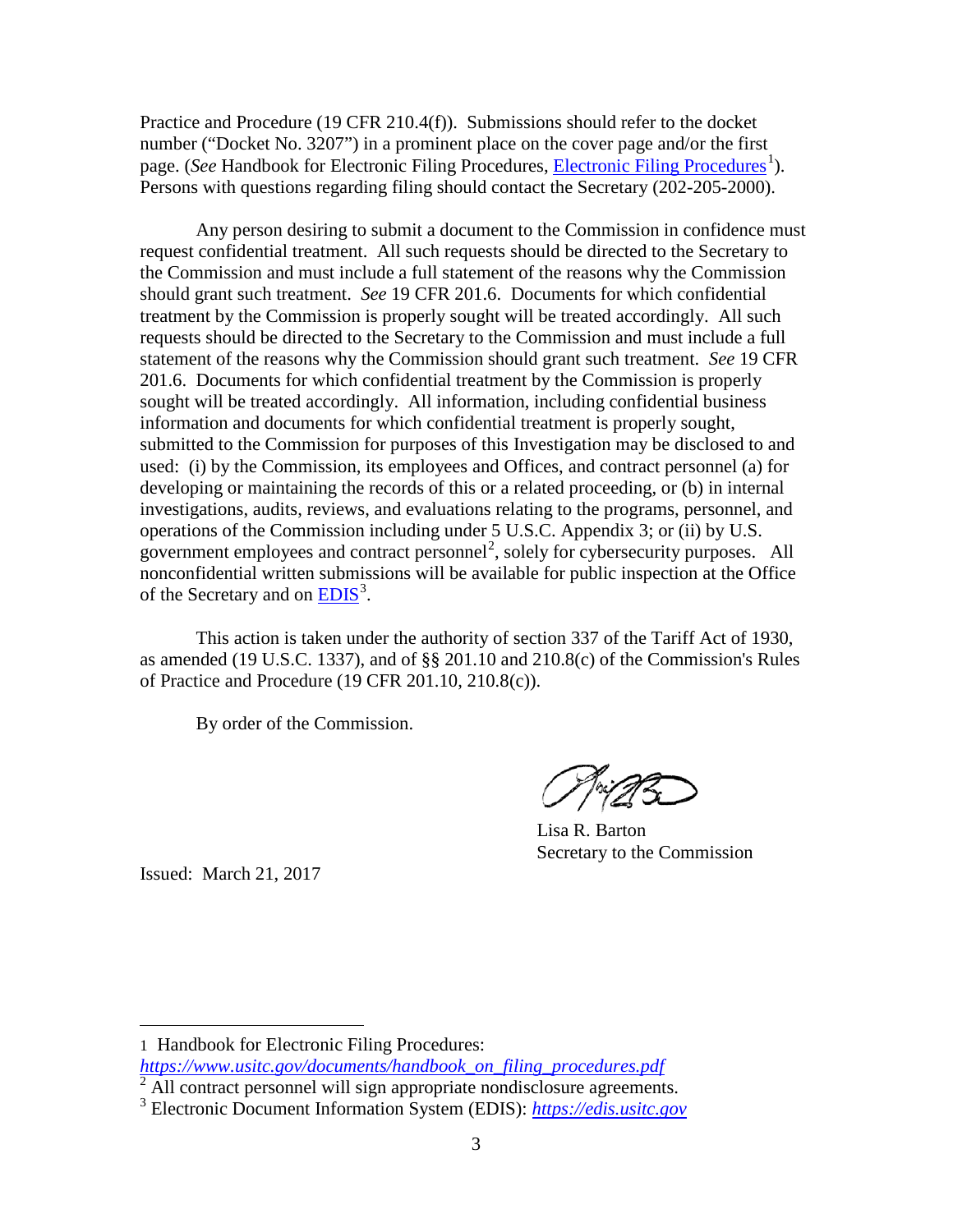Practice and Procedure (19 CFR 210.4(f)). Submissions should refer to the docket number ("Docket No. 3207") in a prominent place on the cover page and/or the first page. (*See* Handbook for Electronic Filing Procedures, Electronic Filing Procedures[1]). Persons with questions regarding filing should contact the Secretary (202-205-2000).

Any person desiring to submit a document to the Commission in confidence must request confidential treatment. All such requests should be directed to the Secretary to the Commission and must include a full statement of the reasons why the Commission should grant such treatment. *See* 19 CFR 201.6. Documents for which confidential treatment by the Commission is properly sought will be treated accordingly. All such requests should be directed to the Secretary to the Commission and must include a full statement of the reasons why the Commission should grant such treatment. *See* 19 CFR 201.6. Documents for which confidential treatment by the Commission is properly sought will be treated accordingly. All information, including confidential business information and documents for which confidential treatment is properly sought, submitted to the Commission for purposes of this Investigation may be disclosed to and used: (i) by the Commission, its employees and Offices, and contract personnel (a) for developing or maintaining the records of this or a related proceeding, or (b) in internal investigations, audits, reviews, and evaluations relating to the programs, personnel, and operations of the Commission including under 5 U.S.C. Appendix 3; or (ii) by U.S. government employees and contract personnel[2], solely for cybersecurity purposes. All nonconfidential written submissions will be available for public inspection at the Office of the Secretary and on EDIS[3].

This action is taken under the authority of section 337 of the Tariff Act of 1930, as amended (19 U.S.C. 1337), and of §§ 201.10 and 210.8(c) of the Commission's Rules of Practice and Procedure (19 CFR 201.10, 210.8(c)).

By order of the Commission.

Lisa R. Barton
Secretary to the Commission

Issued: March 21, 2017

---

1 Handbook for Electronic Filing Procedures: *https://www.usitc.gov/documents/handbook_on_filing_procedures.pdf*

2 All contract personnel will sign appropriate nondisclosure agreements.

3 Electronic Document Information System (EDIS): *https://edis.usitc.gov*